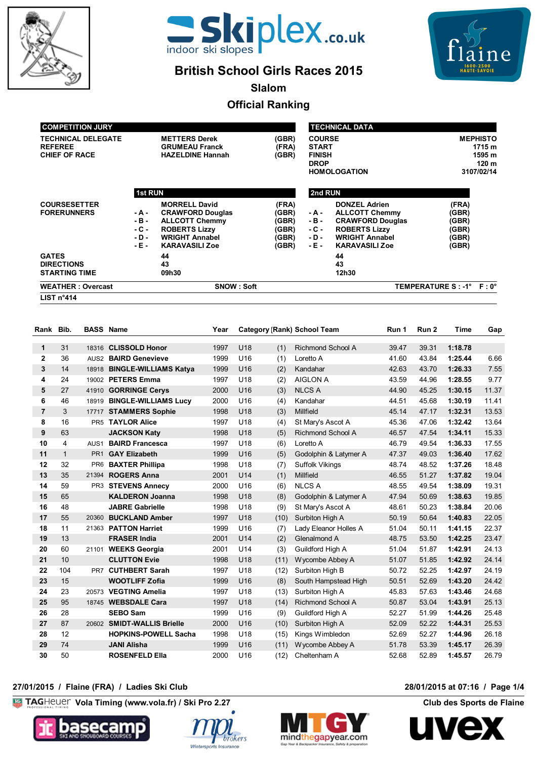# British School Girls Races 2015

## Slalom

## Official Ranking

| COMPETITION JURY | | |
|---|---|---|
| TECHNICAL DELEGATE | METTERS Derek | (GBR) |
| REFEREE | GRUMEAU Franck | (FRA) |
| CHIEF OF RACE | HAZELDINE Hannah | (GBR) |

| TECHNICAL DATA | |
|---|---|
| COURSE | MEPHISTO |
| START | 1715 m |
| FINISH | 1595 m |
| DROP | 120 m |
| HOMOLOGATION | 3107/02/14 |

| | | 1st RUN | | | 2nd RUN | |
|---|---|---|---|---|---|---|
| COURSESETTER | | MORRELL David | (FRA) | | DONZEL Adrien | (FRA) |
| FORERUNNERS | - A - | CRAWFORD Douglas | (GBR) | - A - | ALLCOTT Chemmy | (GBR) |
| | - B - | ALLCOTT Chemmy | (GBR) | - B - | CRAWFORD Douglas | (GBR) |
| | - C - | ROBERTS Lizzy | (GBR) | - C - | ROBERTS Lizzy | (GBR) |
| | - D - | WRIGHT Annabel | (GBR) | - D - | WRIGHT Annabel | (GBR) |
| | - E - | KARAVASILI Zoe | (GBR) | - E - | KARAVASILI Zoe | (GBR) |
| GATES | | 44 | | | 44 | |
| DIRECTIONS | | 43 | | | 43 | |
| STARTING TIME | | 09h30 | | | 12h30 | |

WEATHER : Overcast SNOW : Soft TEMPERATURE S : -1° F : 0°

LIST n°414

| Rank | Bib. | BASS | Name | Year | Category | (Rank) | School Team | Run 1 | Run 2 | Time | Gap |
|---|---|---|---|---|---|---|---|---|---|---|---|
| 1 | 31 | 18316 | **CLISSOLD Honor** | 1997 | U18 | (1) | Richmond School A | 39.47 | 39.31 | **1:18.78** | |
| 2 | 36 | AUS2 | **BAIRD Genevieve** | 1999 | U16 | (1) | Loretto A | 41.60 | 43.84 | **1:25.44** | 6.66 |
| 3 | 14 | 18918 | **BINGLE-WILLIAMS Katya** | 1999 | U16 | (2) | Kandahar | 42.63 | 43.70 | **1:26.33** | 7.55 |
| 4 | 24 | 19002 | **PETERS Emma** | 1997 | U18 | (2) | AIGLON A | 43.59 | 44.96 | **1:28.55** | 9.77 |
| 5 | 27 | 41910 | **GORRINGE Cerys** | 2000 | U16 | (3) | NLCS A | 44.90 | 45.25 | **1:30.15** | 11.37 |
| 6 | 46 | 18919 | **BINGLE-WILLIAMS Lucy** | 2000 | U16 | (4) | Kandahar | 44.51 | 45.68 | **1:30.19** | 11.41 |
| 7 | 3 | 17717 | **STAMMERS Sophie** | 1998 | U18 | (3) | Millfield | 45.14 | 47.17 | **1:32.31** | 13.53 |
| 8 | 16 | PR5 | **TAYLOR Alice** | 1997 | U18 | (4) | St Mary's Ascot A | 45.36 | 47.06 | **1:32.42** | 13.64 |
| 9 | 63 | | **JACKSON Katy** | 1998 | U18 | (5) | Richmond School A | 46.57 | 47.54 | **1:34.11** | 15.33 |
| 10 | 4 | AUS1 | **BAIRD Francesca** | 1997 | U18 | (6) | Loretto A | 46.79 | 49.54 | **1:36.33** | 17.55 |
| 11 | 1 | PR1 | **GAY Elizabeth** | 1999 | U16 | (5) | Godolphin & Latymer A | 47.37 | 49.03 | **1:36.40** | 17.62 |
| 12 | 32 | PR6 | **BAXTER Phillipa** | 1998 | U18 | (7) | Suffolk Vikings | 48.74 | 48.52 | **1:37.26** | 18.48 |
| 13 | 35 | 21394 | **ROGERS Anna** | 2001 | U14 | (1) | Millfield | 46.55 | 51.27 | **1:37.82** | 19.04 |
| 14 | 59 | PR3 | **STEVENS Annecy** | 2000 | U16 | (6) | NLCS A | 48.55 | 49.54 | **1:38.09** | 19.31 |
| 15 | 65 | | **KALDERON Joanna** | 1998 | U18 | (8) | Godolphin & Latymer A | 47.94 | 50.69 | **1:38.63** | 19.85 |
| 16 | 48 | | **JABRE Gabrielle** | 1998 | U18 | (9) | St Mary's Ascot A | 48.61 | 50.23 | **1:38.84** | 20.06 |
| 17 | 55 | 20360 | **BUCKLAND Amber** | 1997 | U18 | (10) | Surbiton High A | 50.19 | 50.64 | **1:40.83** | 22.05 |
| 18 | 11 | 21363 | **PATTON Harriet** | 1999 | U16 | (7) | Lady Eleanor Holles A | 51.04 | 50.11 | **1:41.15** | 22.37 |
| 19 | 13 | | **FRASER India** | 2001 | U14 | (2) | Glenalmond A | 48.75 | 53.50 | **1:42.25** | 23.47 |
| 20 | 60 | 21101 | **WEEKS Georgia** | 2001 | U14 | (3) | Guildford High A | 51.04 | 51.87 | **1:42.91** | 24.13 |
| 21 | 10 | | **CLUTTON Evie** | 1998 | U18 | (11) | Wycombe Abbey A | 51.07 | 51.85 | **1:42.92** | 24.14 |
| 22 | 104 | PR7 | **CUTHBERT Sarah** | 1997 | U18 | (12) | Surbiton High B | 50.72 | 52.25 | **1:42.97** | 24.19 |
| 23 | 15 | | **WOOTLIFF Zofia** | 1999 | U16 | (8) | South Hampstead High | 50.51 | 52.69 | **1:43.20** | 24.42 |
| 24 | 23 | 20573 | **VEGTING Amelia** | 1997 | U18 | (13) | Surbiton High A | 45.83 | 57.63 | **1:43.46** | 24.68 |
| 25 | 95 | 18745 | **WEBSDALE Cara** | 1997 | U18 | (14) | Richmond School A | 50.87 | 53.04 | **1:43.91** | 25.13 |
| 26 | 28 | | **SEBO Sam** | 1999 | U16 | (9) | Guildford High A | 52.27 | 51.99 | **1:44.26** | 25.48 |
| 27 | 87 | 20602 | **SMIDT-WALLIS Brielle** | 2000 | U16 | (10) | Surbiton High A | 52.09 | 52.22 | **1:44.31** | 25.53 |
| 28 | 12 | | **HOPKINS-POWELL Sacha** | 1998 | U18 | (15) | Kings Wimbledon | 52.69 | 52.27 | **1:44.96** | 26.18 |
| 29 | 74 | | **JANI Alisha** | 1999 | U16 | (11) | Wycombe Abbey A | 51.78 | 53.39 | **1:45.17** | 26.39 |
| 30 | 50 | | **ROSENFELD Ella** | 2000 | U16 | (12) | Cheltenham A | 52.68 | 52.89 | **1:45.57** | 26.79 |

27/01/2015 / Flaine (FRA) / Ladies Ski Club

28/01/2015 at 07:16

Vola Timing (www.vola.fr) / Ski Pro 2.27

Club des Sports de Flaine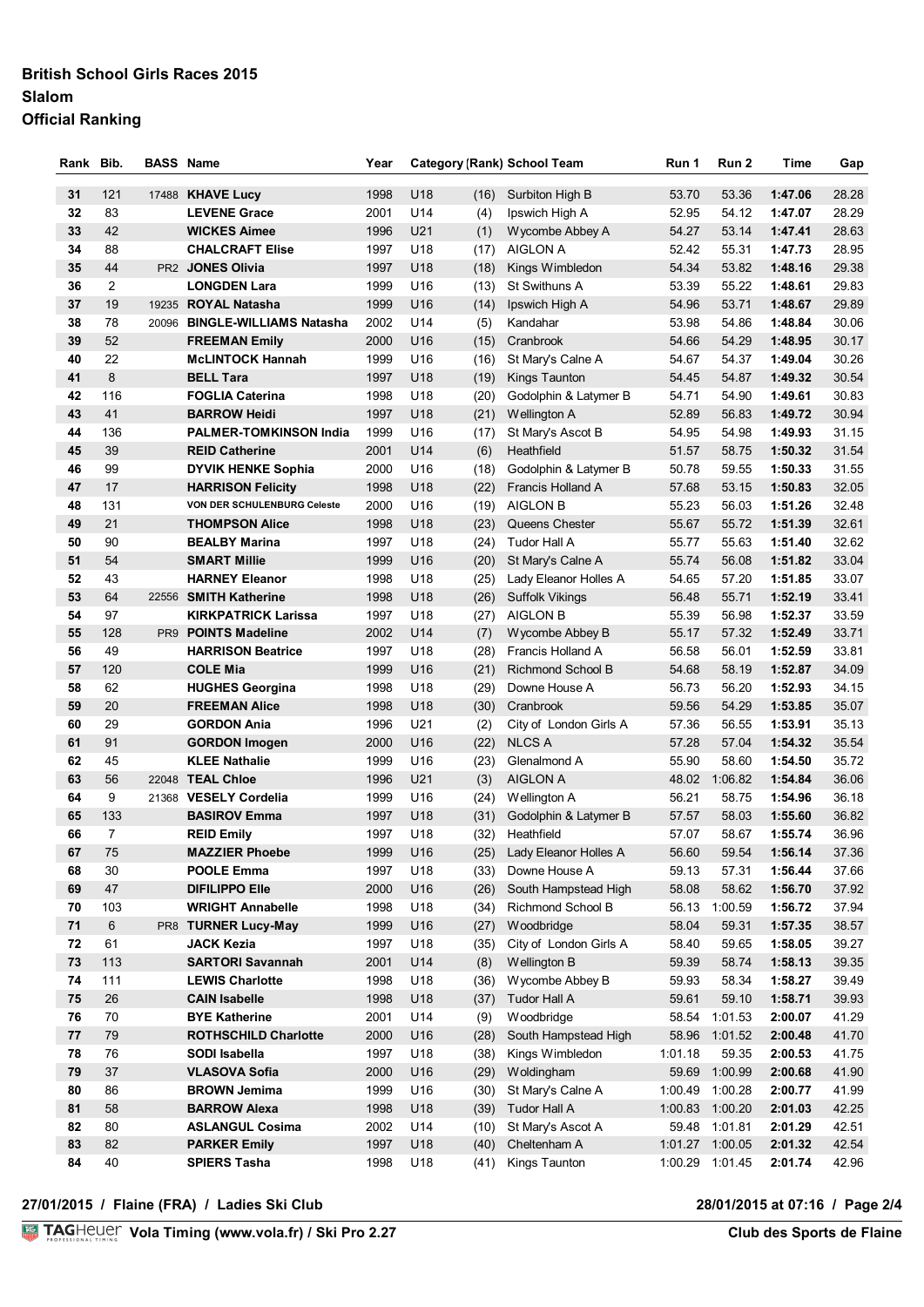# British School Girls Races 2015

## Slalom

## Official Ranking

| Rank | Bib. | BASS | Name | Year | Category | (Rank) | School Team | Run 1 | Run 2 | Time | Gap |
|---|---|---|---|---|---|---|---|---|---|---|---|
| 31 | 121 | 17488 | **KHAVE Lucy** | 1998 | U18 | (16) | Surbiton High B | 53.70 | 53.36 | **1:47.06** | 28.28 |
| 32 | 83 | | **LEVENE Grace** | 2001 | U14 | (4) | Ipswich High A | 52.95 | 54.12 | **1:47.07** | 28.29 |
| 33 | 42 | | **WICKES Aimee** | 1996 | U21 | (1) | Wycombe Abbey A | 54.27 | 53.14 | **1:47.41** | 28.63 |
| 34 | 88 | | **CHALCRAFT Elise** | 1997 | U18 | (17) | AIGLON A | 52.42 | 55.31 | **1:47.73** | 28.95 |
| 35 | 44 | PR2 | **JONES Olivia** | 1997 | U18 | (18) | Kings Wimbledon | 54.34 | 53.82 | **1:48.16** | 29.38 |
| 36 | 2 | | **LONGDEN Lara** | 1999 | U16 | (13) | St Swithuns A | 53.39 | 55.22 | **1:48.61** | 29.83 |
| 37 | 19 | 19235 | **ROYAL Natasha** | 1999 | U16 | (14) | Ipswich High A | 54.96 | 53.71 | **1:48.67** | 29.89 |
| 38 | 78 | 20096 | **BINGLE-WILLIAMS Natasha** | 2002 | U14 | (5) | Kandahar | 53.98 | 54.86 | **1:48.84** | 30.06 |
| 39 | 52 | | **FREEMAN Emily** | 2000 | U16 | (15) | Cranbrook | 54.66 | 54.29 | **1:48.95** | 30.17 |
| 40 | 22 | | **McLINTOCK Hannah** | 1999 | U16 | (16) | St Mary's Calne A | 54.67 | 54.37 | **1:49.04** | 30.26 |
| 41 | 8 | | **BELL Tara** | 1997 | U18 | (19) | Kings Taunton | 54.45 | 54.87 | **1:49.32** | 30.54 |
| 42 | 116 | | **FOGLIA Caterina** | 1998 | U18 | (20) | Godolphin & Latymer B | 54.71 | 54.90 | **1:49.61** | 30.83 |
| 43 | 41 | | **BARROW Heidi** | 1997 | U18 | (21) | Wellington A | 52.89 | 56.83 | **1:49.72** | 30.94 |
| 44 | 136 | | **PALMER-TOMKINSON India** | 1999 | U16 | (17) | St Mary's Ascot B | 54.95 | 54.98 | **1:49.93** | 31.15 |
| 45 | 39 | | **REID Catherine** | 2001 | U14 | (6) | Heathfield | 51.57 | 58.75 | **1:50.32** | 31.54 |
| 46 | 99 | | **DYVIK HENKE Sophia** | 2000 | U16 | (18) | Godolphin & Latymer B | 50.78 | 59.55 | **1:50.33** | 31.55 |
| 47 | 17 | | **HARRISON Felicity** | 1998 | U18 | (22) | Francis Holland A | 57.68 | 53.15 | **1:50.83** | 32.05 |
| 48 | 131 | | **VON DER SCHULENBURG Celeste** | 2000 | U16 | (19) | AIGLON B | 55.23 | 56.03 | **1:51.26** | 32.48 |
| 49 | 21 | | **THOMPSON Alice** | 1998 | U18 | (23) | Queens Chester | 55.67 | 55.72 | **1:51.39** | 32.61 |
| 50 | 90 | | **BEALBY Marina** | 1997 | U18 | (24) | Tudor Hall A | 55.77 | 55.63 | **1:51.40** | 32.62 |
| 51 | 54 | | **SMART Millie** | 1999 | U16 | (20) | St Mary's Calne A | 55.74 | 56.08 | **1:51.82** | 33.04 |
| 52 | 43 | | **HARNEY Eleanor** | 1998 | U18 | (25) | Lady Eleanor Holles A | 54.65 | 57.20 | **1:51.85** | 33.07 |
| 53 | 64 | 22556 | **SMITH Katherine** | 1998 | U18 | (26) | Suffolk Vikings | 56.48 | 55.71 | **1:52.19** | 33.41 |
| 54 | 97 | | **KIRKPATRICK Larissa** | 1997 | U18 | (27) | AIGLON B | 55.39 | 56.98 | **1:52.37** | 33.59 |
| 55 | 128 | PR9 | **POINTS Madeline** | 2002 | U14 | (7) | Wycombe Abbey B | 55.17 | 57.32 | **1:52.49** | 33.71 |
| 56 | 49 | | **HARRISON Beatrice** | 1997 | U18 | (28) | Francis Holland A | 56.58 | 56.01 | **1:52.59** | 33.81 |
| 57 | 120 | | **COLE Mia** | 1999 | U16 | (21) | Richmond School B | 54.68 | 58.19 | **1:52.87** | 34.09 |
| 58 | 62 | | **HUGHES Georgina** | 1998 | U18 | (29) | Downe House A | 56.73 | 56.20 | **1:52.93** | 34.15 |
| 59 | 20 | | **FREEMAN Alice** | 1998 | U18 | (30) | Cranbrook | 59.56 | 54.29 | **1:53.85** | 35.07 |
| 60 | 29 | | **GORDON Ania** | 1996 | U21 | (2) | City of London Girls A | 57.36 | 56.55 | **1:53.91** | 35.13 |
| 61 | 91 | | **GORDON Imogen** | 2000 | U16 | (22) | NLCS A | 57.28 | 57.04 | **1:54.32** | 35.54 |
| 62 | 45 | | **KLEE Nathalie** | 1999 | U16 | (23) | Glenalmond A | 55.90 | 58.60 | **1:54.50** | 35.72 |
| 63 | 56 | 22048 | **TEAL Chloe** | 1996 | U21 | (3) | AIGLON A | 48.02 | 1:06.82 | **1:54.84** | 36.06 |
| 64 | 9 | 21368 | **VESELY Cordelia** | 1999 | U16 | (24) | Wellington A | 56.21 | 58.75 | **1:54.96** | 36.18 |
| 65 | 133 | | **BASIROV Emma** | 1997 | U18 | (31) | Godolphin & Latymer B | 57.57 | 58.03 | **1:55.60** | 36.82 |
| 66 | 7 | | **REID Emily** | 1997 | U18 | (32) | Heathfield | 57.07 | 58.67 | **1:55.74** | 36.96 |
| 67 | 75 | | **MAZZIER Phoebe** | 1999 | U16 | (25) | Lady Eleanor Holles A | 56.60 | 59.54 | **1:56.14** | 37.36 |
| 68 | 30 | | **POOLE Emma** | 1997 | U18 | (33) | Downe House A | 59.13 | 57.31 | **1:56.44** | 37.66 |
| 69 | 47 | | **DIFILIPPO Elle** | 2000 | U16 | (26) | South Hampstead High | 58.08 | 58.62 | **1:56.70** | 37.92 |
| 70 | 103 | | **WRIGHT Annabelle** | 1998 | U18 | (34) | Richmond School B | 56.13 | 1:00.59 | **1:56.72** | 37.94 |
| 71 | 6 | PR8 | **TURNER Lucy-May** | 1999 | U16 | (27) | Woodbridge | 58.04 | 59.31 | **1:57.35** | 38.57 |
| 72 | 61 | | **JACK Kezia** | 1997 | U18 | (35) | City of London Girls A | 58.40 | 59.65 | **1:58.05** | 39.27 |
| 73 | 113 | | **SARTORI Savannah** | 2001 | U14 | (8) | Wellington B | 59.39 | 58.74 | **1:58.13** | 39.35 |
| 74 | 111 | | **LEWIS Charlotte** | 1998 | U18 | (36) | Wycombe Abbey B | 59.93 | 58.34 | **1:58.27** | 39.49 |
| 75 | 26 | | **CAIN Isabelle** | 1998 | U18 | (37) | Tudor Hall A | 59.61 | 59.10 | **1:58.71** | 39.93 |
| 76 | 70 | | **BYE Katherine** | 2001 | U14 | (9) | Woodbridge | 58.54 | 1:01.53 | **2:00.07** | 41.29 |
| 77 | 79 | | **ROTHSCHILD Charlotte** | 2000 | U16 | (28) | South Hampstead High | 58.96 | 1:01.52 | **2:00.48** | 41.70 |
| 78 | 76 | | **SODI Isabella** | 1997 | U18 | (38) | Kings Wimbledon | 1:01.18 | 59.35 | **2:00.53** | 41.75 |
| 79 | 37 | | **VLASOVA Sofia** | 2000 | U16 | (29) | Woldingham | 59.69 | 1:00.99 | **2:00.68** | 41.90 |
| 80 | 86 | | **BROWN Jemima** | 1999 | U16 | (30) | St Mary's Calne A | 1:00.49 | 1:00.28 | **2:00.77** | 41.99 |
| 81 | 58 | | **BARROW Alexa** | 1998 | U18 | (39) | Tudor Hall A | 1:00.83 | 1:00.20 | **2:01.03** | 42.25 |
| 82 | 80 | | **ASLANGUL Cosima** | 2002 | U14 | (10) | St Mary's Ascot A | 59.48 | 1:01.81 | **2:01.29** | 42.51 |
| 83 | 82 | | **PARKER Emily** | 1997 | U18 | (40) | Cheltenham A | 1:01.27 | 1:00.05 | **2:01.32** | 42.54 |
| 84 | 40 | | **SPIERS Tasha** | 1998 | U18 | (41) | Kings Taunton | 1:00.29 | 1:01.45 | **2:01.74** | 42.96 |

**27/01/2015 / Flaine (FRA) / Ladies Ski Club** — **28/01/2015 at 07:16**

TAGHeuer Vola Timing (www.vola.fr) / Ski Pro 2.27 — **Club des Sports de Flaine**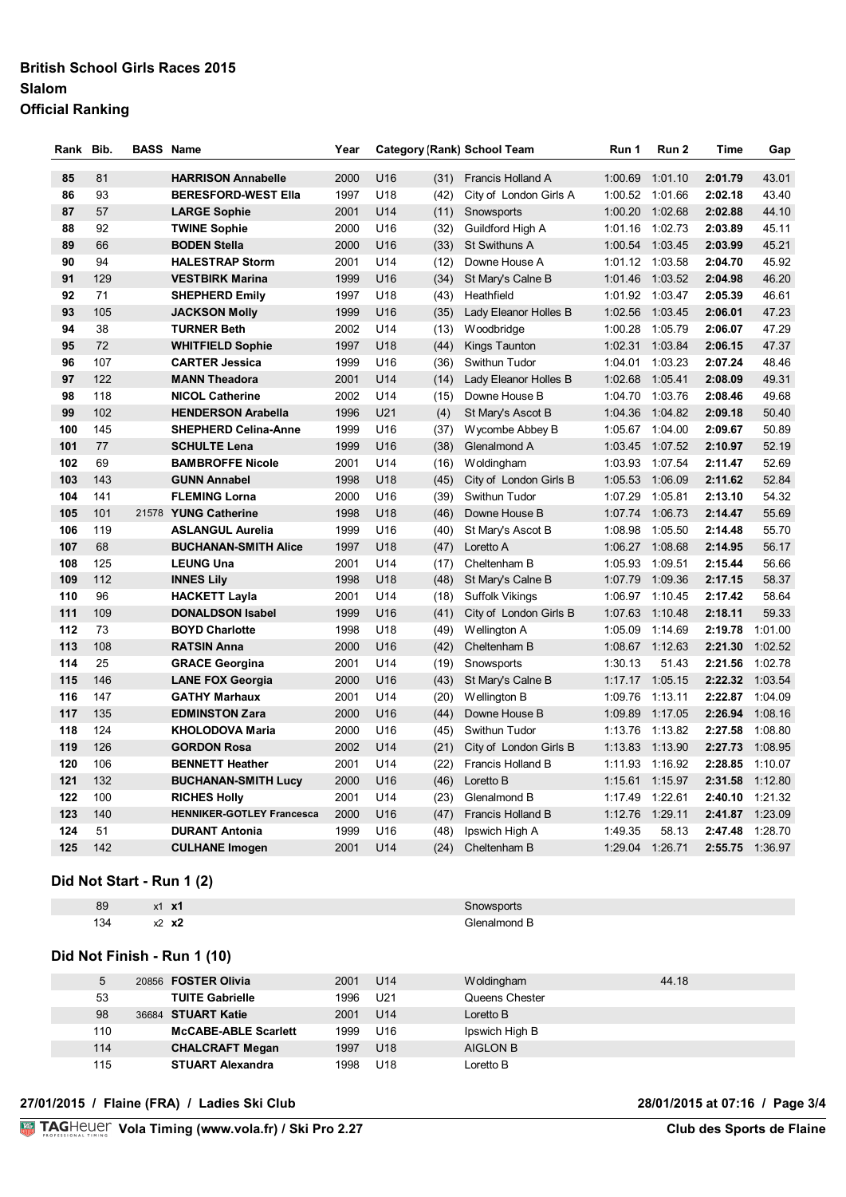**British School Girls Races 2015**
**Slalom**
**Official Ranking**

| Rank | Bib. | BASS | Name | Year | Category | (Rank) | School Team | Run 1 | Run 2 | Time | Gap |
|---|---|---|---|---|---|---|---|---|---|---|---|
| 85 | 81 | | HARRISON Annabelle | 2000 | U16 | (31) | Francis Holland A | 1:00.69 | 1:01.10 | 2:01.79 | 43.01 |
| 86 | 93 | | BERESFORD-WEST Ella | 1997 | U18 | (42) | City of London Girls A | 1:00.52 | 1:01.66 | 2:02.18 | 43.40 |
| 87 | 57 | | LARGE Sophie | 2001 | U14 | (11) | Snowsports | 1:00.20 | 1:02.68 | 2:02.88 | 44.10 |
| 88 | 92 | | TWINE Sophie | 2000 | U16 | (32) | Guildford High A | 1:01.16 | 1:02.73 | 2:03.89 | 45.11 |
| 89 | 66 | | BODEN Stella | 2000 | U16 | (33) | St Swithuns A | 1:00.54 | 1:03.45 | 2:03.99 | 45.21 |
| 90 | 94 | | HALESTRAP Storm | 2001 | U14 | (12) | Downe House A | 1:01.12 | 1:03.58 | 2:04.70 | 45.92 |
| 91 | 129 | | VESTBIRK Marina | 1999 | U16 | (34) | St Mary's Calne B | 1:01.46 | 1:03.52 | 2:04.98 | 46.20 |
| 92 | 71 | | SHEPHERD Emily | 1997 | U18 | (43) | Heathfield | 1:01.92 | 1:03.47 | 2:05.39 | 46.61 |
| 93 | 105 | | JACKSON Molly | 1999 | U16 | (35) | Lady Eleanor Holles B | 1:02.56 | 1:03.45 | 2:06.01 | 47.23 |
| 94 | 38 | | TURNER Beth | 2002 | U14 | (13) | Woodbridge | 1:00.28 | 1:05.79 | 2:06.07 | 47.29 |
| 95 | 72 | | WHITFIELD Sophie | 1997 | U18 | (44) | Kings Taunton | 1:02.31 | 1:03.84 | 2:06.15 | 47.37 |
| 96 | 107 | | CARTER Jessica | 1999 | U16 | (36) | Swithun Tudor | 1:04.01 | 1:03.23 | 2:07.24 | 48.46 |
| 97 | 122 | | MANN Theadora | 2001 | U14 | (14) | Lady Eleanor Holles B | 1:02.68 | 1:05.41 | 2:08.09 | 49.31 |
| 98 | 118 | | NICOL Catherine | 2002 | U14 | (15) | Downe House B | 1:04.70 | 1:03.76 | 2:08.46 | 49.68 |
| 99 | 102 | | HENDERSON Arabella | 1996 | U21 | (4) | St Mary's Ascot B | 1:04.36 | 1:04.82 | 2:09.18 | 50.40 |
| 100 | 145 | | SHEPHERD Celina-Anne | 1999 | U16 | (37) | Wycombe Abbey B | 1:05.67 | 1:04.00 | 2:09.67 | 50.89 |
| 101 | 77 | | SCHULTE Lena | 1999 | U16 | (38) | Glenalmond A | 1:03.45 | 1:07.52 | 2:10.97 | 52.19 |
| 102 | 69 | | BAMBROFFE Nicole | 2001 | U14 | (16) | Woldingham | 1:03.93 | 1:07.54 | 2:11.47 | 52.69 |
| 103 | 143 | | GUNN Annabel | 1998 | U18 | (45) | City of London Girls B | 1:05.53 | 1:06.09 | 2:11.62 | 52.84 |
| 104 | 141 | | FLEMING Lorna | 2000 | U16 | (39) | Swithun Tudor | 1:07.29 | 1:05.81 | 2:13.10 | 54.32 |
| 105 | 101 | 21578 | YUNG Catherine | 1998 | U18 | (46) | Downe House B | 1:07.74 | 1:06.73 | 2:14.47 | 55.69 |
| 106 | 119 | | ASLANGUL Aurelia | 1999 | U16 | (40) | St Mary's Ascot B | 1:08.98 | 1:05.50 | 2:14.48 | 55.70 |
| 107 | 68 | | BUCHANAN-SMITH Alice | 1997 | U18 | (47) | Loretto A | 1:06.27 | 1:08.68 | 2:14.95 | 56.17 |
| 108 | 125 | | LEUNG Una | 2001 | U14 | (17) | Cheltenham B | 1:05.93 | 1:09.51 | 2:15.44 | 56.66 |
| 109 | 112 | | INNES Lily | 1998 | U18 | (48) | St Mary's Calne B | 1:07.79 | 1:09.36 | 2:17.15 | 58.37 |
| 110 | 96 | | HACKETT Layla | 2001 | U14 | (18) | Suffolk Vikings | 1:06.97 | 1:10.45 | 2:17.42 | 58.64 |
| 111 | 109 | | DONALDSON Isabel | 1999 | U16 | (41) | City of London Girls B | 1:07.63 | 1:10.48 | 2:18.11 | 59.33 |
| 112 | 73 | | BOYD Charlotte | 1998 | U18 | (49) | Wellington A | 1:05.09 | 1:14.69 | 2:19.78 | 1:01.00 |
| 113 | 108 | | RATSIN Anna | 2000 | U16 | (42) | Cheltenham B | 1:08.67 | 1:12.63 | 2:21.30 | 1:02.52 |
| 114 | 25 | | GRACE Georgina | 2001 | U14 | (19) | Snowsports | 1:30.13 | 51.43 | 2:21.56 | 1:02.78 |
| 115 | 146 | | LANE FOX Georgia | 2000 | U16 | (43) | St Mary's Calne B | 1:17.17 | 1:05.15 | 2:22.32 | 1:03.54 |
| 116 | 147 | | GATHY Marhaux | 2001 | U14 | (20) | Wellington B | 1:09.76 | 1:13.11 | 2:22.87 | 1:04.09 |
| 117 | 135 | | EDMINSTON Zara | 2000 | U16 | (44) | Downe House B | 1:09.89 | 1:17.05 | 2:26.94 | 1:08.16 |
| 118 | 124 | | KHOLODOVA Maria | 2000 | U16 | (45) | Swithun Tudor | 1:13.76 | 1:13.82 | 2:27.58 | 1:08.80 |
| 119 | 126 | | GORDON Rosa | 2002 | U14 | (21) | City of London Girls B | 1:13.83 | 1:13.90 | 2:27.73 | 1:08.95 |
| 120 | 106 | | BENNETT Heather | 2001 | U14 | (22) | Francis Holland B | 1:11.93 | 1:16.92 | 2:28.85 | 1:10.07 |
| 121 | 132 | | BUCHANAN-SMITH Lucy | 2000 | U16 | (46) | Loretto B | 1:15.61 | 1:15.97 | 2:31.58 | 1:12.80 |
| 122 | 100 | | RICHES Holly | 2001 | U14 | (23) | Glenalmond B | 1:17.49 | 1:22.61 | 2:40.10 | 1:21.32 |
| 123 | 140 | | HENNIKER-GOTLEY Francesca | 2000 | U16 | (47) | Francis Holland B | 1:12.76 | 1:29.11 | 2:41.87 | 1:23.09 |
| 124 | 51 | | DURANT Antonia | 1999 | U16 | (48) | Ipswich High A | 1:49.35 | 58.13 | 2:47.48 | 1:28.70 |
| 125 | 142 | | CULHANE Imogen | 2001 | U14 | (24) | Cheltenham B | 1:29.04 | 1:26.71 | 2:55.75 | 1:36.97 |

## Did Not Start - Run 1 (2)

| Bib. | BASS | Name | School Team |
|---|---|---|---|
| 89 | x1 | x1 | Snowsports |
| 134 | x2 | x2 | Glenalmond B |

## Did Not Finish - Run 1 (10)

| Bib. | BASS | Name | Year | Category | School Team | |
|---|---|---|---|---|---|---|
| 5 | 20856 | FOSTER Olivia | 2001 | U14 | Woldingham | 44.18 |
| 53 | | TUITE Gabrielle | 1996 | U21 | Queens Chester | |
| 98 | 36684 | STUART Katie | 2001 | U14 | Loretto B | |
| 110 | | McCABE-ABLE Scarlett | 1999 | U16 | Ipswich High B | |
| 114 | | CHALCRAFT Megan | 1997 | U18 | AIGLON B | |
| 115 | | STUART Alexandra | 1998 | U18 | Loretto B | |

27/01/2015 / Flaine (FRA) / Ladies Ski Club — 28/01/2015 at 07:16

Vola Timing (www.vola.fr) / Ski Pro 2.27 — Club des Sports de Flaine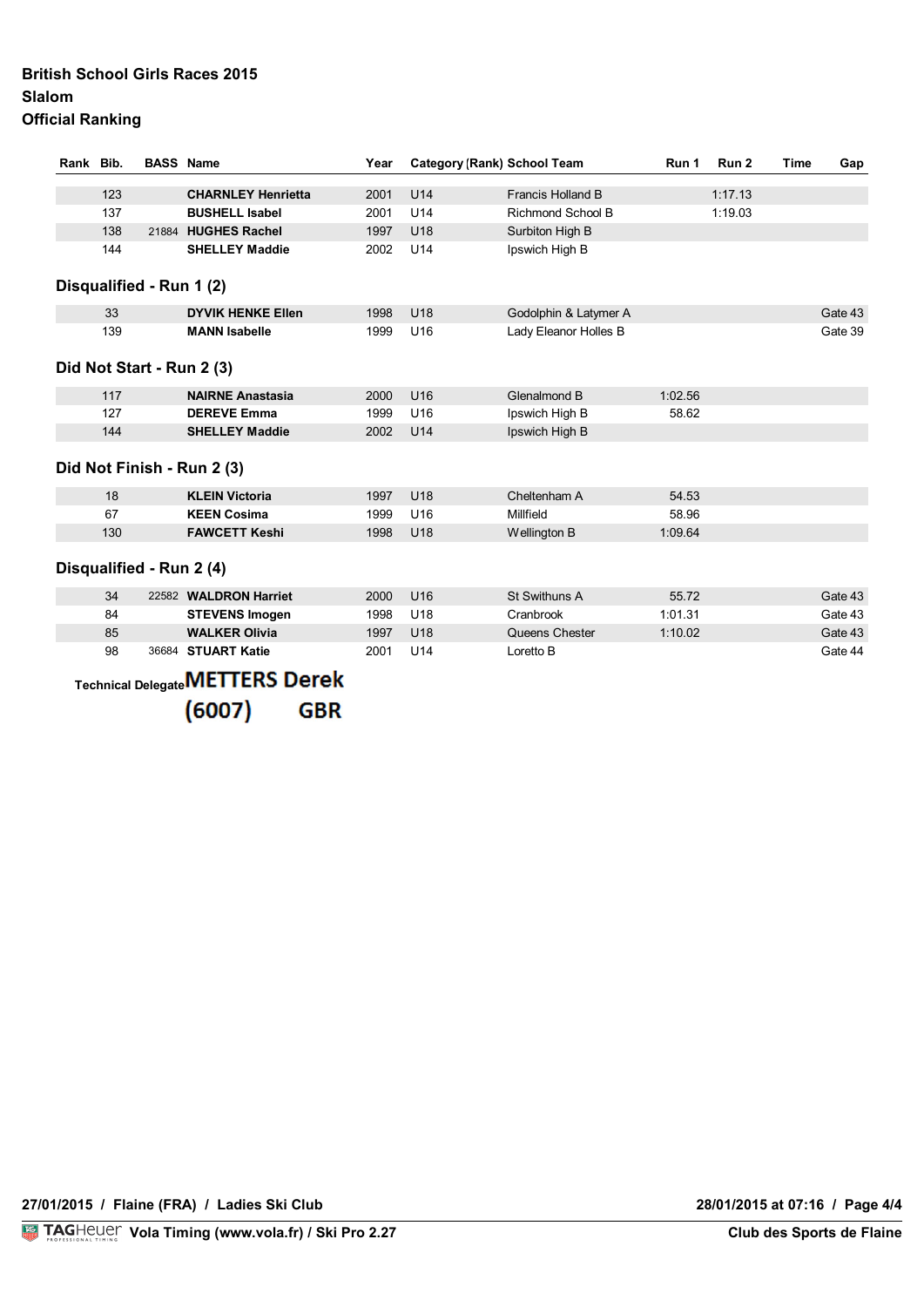**British School Girls Races 2015**
**Slalom**
**Official Ranking**

| Rank | Bib. | BASS | Name | Year | Category (Rank) | School Team | Run 1 | Run 2 | Time | Gap |
|---|---|---|---|---|---|---|---|---|---|---|
| | 123 | | **CHARNLEY Henrietta** | 2001 | U14 | Francis Holland B | | 1:17.13 | | |
| | 137 | | **BUSHELL Isabel** | 2001 | U14 | Richmond School B | | 1:19.03 | | |
| | 138 | 21884 | **HUGHES Rachel** | 1997 | U18 | Surbiton High B | | | | |
| | 144 | | **SHELLEY Maddie** | 2002 | U14 | Ipswich High B | | | | |

## Disqualified - Run 1 (2)

| Rank | Bib. | BASS | Name | Year | Category (Rank) | School Team | Run 1 | Run 2 | Time | Gap |
|---|---|---|---|---|---|---|---|---|---|---|
| | 33 | | **DYVIK HENKE Ellen** | 1998 | U18 | Godolphin & Latymer A | | | | Gate 43 |
| | 139 | | **MANN Isabelle** | 1999 | U16 | Lady Eleanor Holles B | | | | Gate 39 |

## Did Not Start - Run 2 (3)

| Rank | Bib. | BASS | Name | Year | Category (Rank) | School Team | Run 1 | Run 2 | Time | Gap |
|---|---|---|---|---|---|---|---|---|---|---|
| | 117 | | **NAIRNE Anastasia** | 2000 | U16 | Glenalmond B | 1:02.56 | | | |
| | 127 | | **DEREVE Emma** | 1999 | U16 | Ipswich High B | 58.62 | | | |
| | 144 | | **SHELLEY Maddie** | 2002 | U14 | Ipswich High B | | | | |

## Did Not Finish - Run 2 (3)

| Rank | Bib. | BASS | Name | Year | Category (Rank) | School Team | Run 1 | Run 2 | Time | Gap |
|---|---|---|---|---|---|---|---|---|---|---|
| | 18 | | **KLEIN Victoria** | 1997 | U18 | Cheltenham A | 54.53 | | | |
| | 67 | | **KEEN Cosima** | 1999 | U16 | Millfield | 58.96 | | | |
| | 130 | | **FAWCETT Keshi** | 1998 | U18 | Wellington B | 1:09.64 | | | |

## Disqualified - Run 2 (4)

| Rank | Bib. | BASS | Name | Year | Category (Rank) | School Team | Run 1 | Run 2 | Time | Gap |
|---|---|---|---|---|---|---|---|---|---|---|
| | 34 | 22582 | **WALDRON Harriet** | 2000 | U16 | St Swithuns A | 55.72 | | | Gate 43 |
| | 84 | | **STEVENS Imogen** | 1998 | U18 | Cranbrook | 1:01.31 | | | Gate 43 |
| | 85 | | **WALKER Olivia** | 1997 | U18 | Queens Chester | 1:10.02 | | | Gate 43 |
| | 98 | 36684 | **STUART Katie** | 2001 | U14 | Loretto B | | | | Gate 44 |

**Technical Delegate** **METTERS Derek (6007) GBR**

**27/01/2015 / Flaine (FRA) / Ladies Ski Club** — **28/01/2015 at 07:16**

TAGHeuer **Vola Timing (www.vola.fr) / Ski Pro 2.27** — **Club des Sports de Flaine**